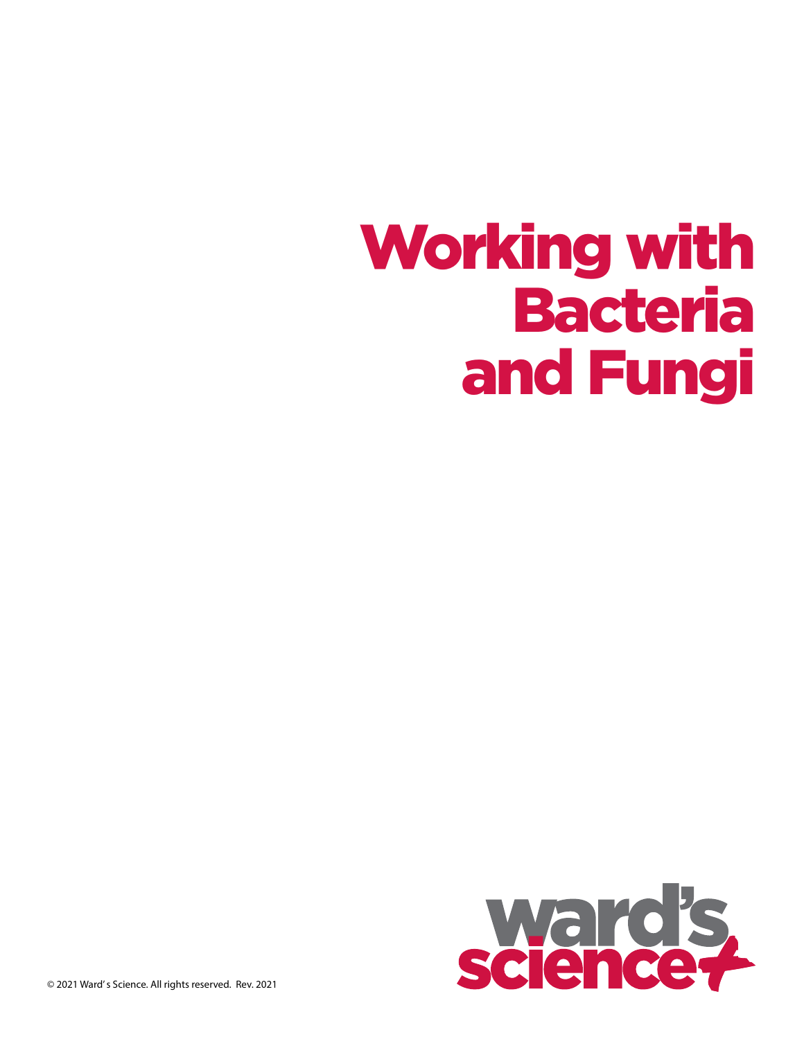# Working with Bacteria and Fungi

ward's science+

© 2021 Ward' s Science. All rights reserved. Rev. 2021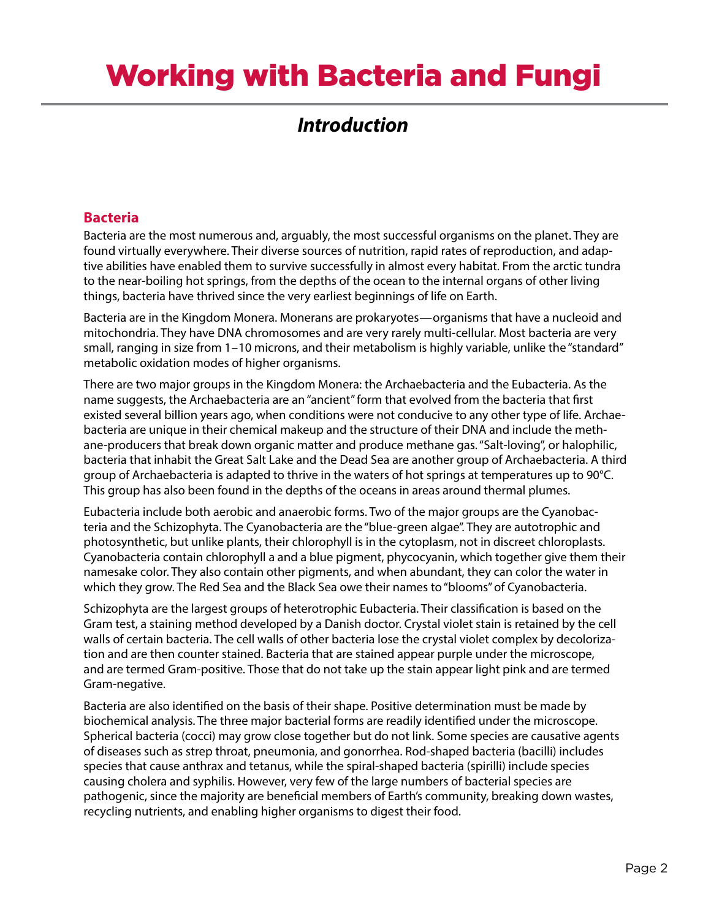# Working with Bacteria and Fungi

## *Introduction*

### Bacteria

Bacteria are the most numerous and, arguably, the most successful organisms on the planet. They are found virtually everywhere. Their diverse sources of nutrition, rapid rates of reproduction, and adaptive abilities have enabled them to survive successfully in almost every habitat. From the arctic tundra to the near-boiling hot springs, from the depths of the ocean to the internal organs of other living things, bacteria have thrived since the very earliest beginnings of life on Earth.

Bacteria are in the Kingdom Monera. Monerans are prokaryotes—organisms that have a nucleoid and mitochondria. They have DNA chromosomes and are very rarely multi-cellular. Most bacteria are very small, ranging in size from 1–10 microns, and their metabolism is highly variable, unlike the "standard" metabolic oxidation modes of higher organisms.

There are two major groups in the Kingdom Monera: the Archaebacteria and the Eubacteria. As the name suggests, the Archaebacteria are an "ancient" form that evolved from the bacteria that first existed several billion years ago, when conditions were not conducive to any other type of life. Archaebacteria are unique in their chemical makeup and the structure of their DNA and include the methane-producers that break down organic matter and produce methane gas. "Salt-loving", or halophilic, bacteria that inhabit the Great Salt Lake and the Dead Sea are another group of Archaebacteria. A third group of Archaebacteria is adapted to thrive in the waters of hot springs at temperatures up to 90°C. This group has also been found in the depths of the oceans in areas around thermal plumes.

Eubacteria include both aerobic and anaerobic forms. Two of the major groups are the Cyanobacteria and the Schizophyta. The Cyanobacteria are the "blue-green algae". They are autotrophic and photosynthetic, but unlike plants, their chlorophyll is in the cytoplasm, not in discreet chloroplasts. Cyanobacteria contain chlorophyll a and a blue pigment, phycocyanin, which together give them their namesake color. They also contain other pigments, and when abundant, they can color the water in which they grow. The Red Sea and the Black Sea owe their names to "blooms" of Cyanobacteria.

Schizophyta are the largest groups of heterotrophic Eubacteria. Their classification is based on the Gram test, a staining method developed by a Danish doctor. Crystal violet stain is retained by the cell walls of certain bacteria. The cell walls of other bacteria lose the crystal violet complex by decolorization and are then counter stained. Bacteria that are stained appear purple under the microscope, and are termed Gram-positive. Those that do not take up the stain appear light pink and are termed Gram-negative.

Bacteria are also identified on the basis of their shape. Positive determination must be made by biochemical analysis. The three major bacterial forms are readily identified under the microscope. Spherical bacteria (cocci) may grow close together but do not link. Some species are causative agents of diseases such as strep throat, pneumonia, and gonorrhea. Rod-shaped bacteria (bacilli) includes species that cause anthrax and tetanus, while the spiral-shaped bacteria (spirilli) include species causing cholera and syphilis. However, very few of the large numbers of bacterial species are pathogenic, since the majority are beneficial members of Earth's community, breaking down wastes, recycling nutrients, and enabling higher organisms to digest their food.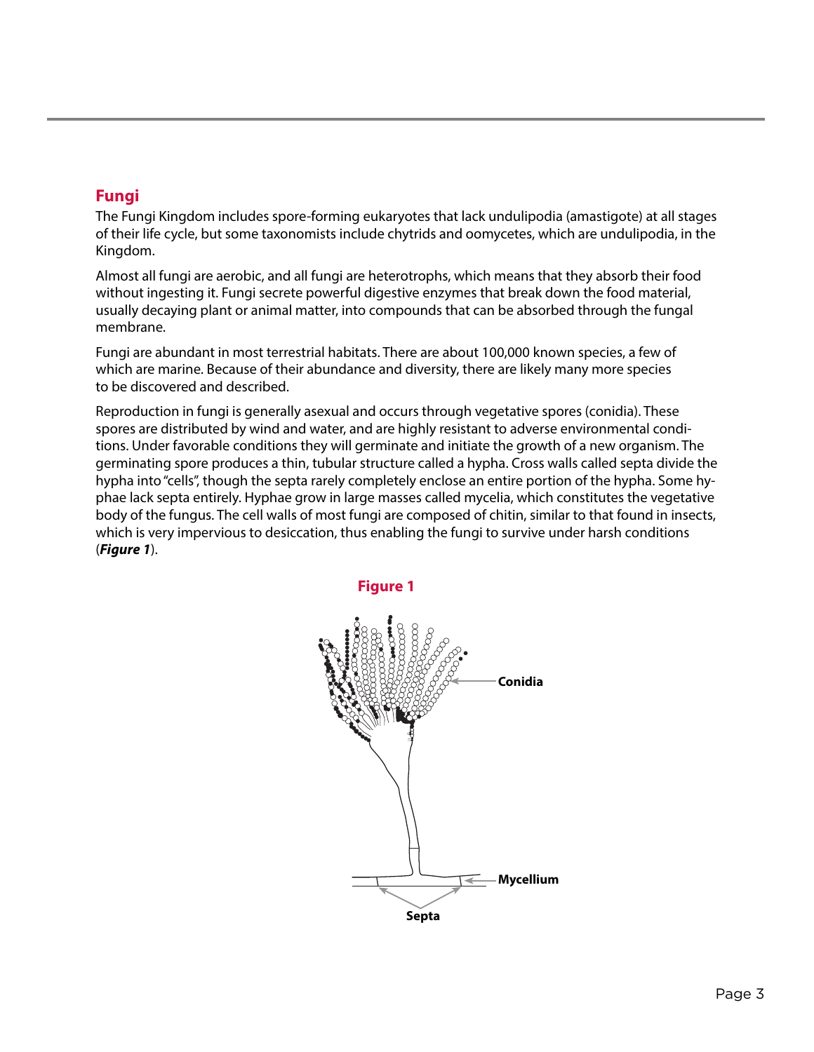## Fungi

The Fungi Kingdom includes spore-forming eukaryotes that lack undulipodia (amastigote) at all stages of their life cycle, but some taxonomists include chytrids and oomycetes, which are undulipodia, in the Kingdom.

Almost all fungi are aerobic, and all fungi are heterotrophs, which means that they absorb their food without ingesting it. Fungi secrete powerful digestive enzymes that break down the food material, usually decaying plant or animal matter, into compounds that can be absorbed through the fungal membrane.

Fungi are abundant in most terrestrial habitats. There are about 100,000 known species, a few of which are marine. Because of their abundance and diversity, there are likely many more species to be discovered and described.

Reproduction in fungi is generally asexual and occurs through vegetative spores (conidia). These spores are distributed by wind and water, and are highly resistant to adverse environmental conditions. Under favorable conditions they will germinate and initiate the growth of a new organism. The germinating spore produces a thin, tubular structure called a hypha. Cross walls called septa divide the hypha into "cells", though the septa rarely completely enclose an entire portion of the hypha. Some hyphae lack septa entirely. Hyphae grow in large masses called mycelia, which constitutes the vegetative body of the fungus. The cell walls of most fungi are composed of chitin, similar to that found in insects, which is very impervious to desiccation, thus enabling the fungi to survive under harsh conditions (***Figure 1***).

**Figure 1**

Conidia

Mycellium

Septa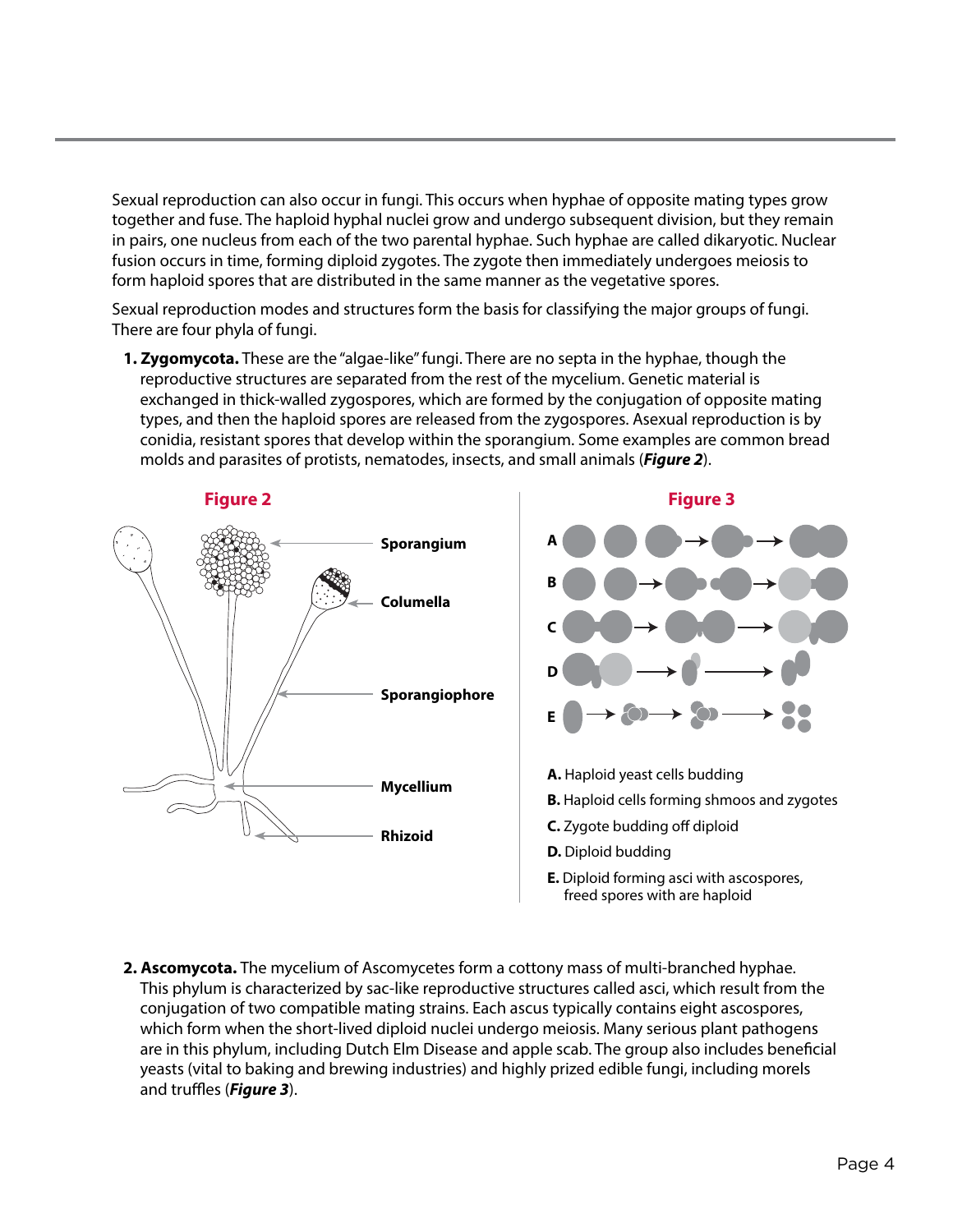Sexual reproduction can also occur in fungi. This occurs when hyphae of opposite mating types grow together and fuse. The haploid hyphal nuclei grow and undergo subsequent division, but they remain in pairs, one nucleus from each of the two parental hyphae. Such hyphae are called dikaryotic. Nuclear fusion occurs in time, forming diploid zygotes. The zygote then immediately undergoes meiosis to form haploid spores that are distributed in the same manner as the vegetative spores.

Sexual reproduction modes and structures form the basis for classifying the major groups of fungi. There are four phyla of fungi.

1. **Zygomycota.** These are the "algae-like" fungi. There are no septa in the hyphae, though the reproductive structures are separated from the rest of the mycelium. Genetic material is exchanged in thick-walled zygospores, which are formed by the conjugation of opposite mating types, and then the haploid spores are released from the zygospores. Asexual reproduction is by conidia, resistant spores that develop within the sporangium. Some examples are common bread molds and parasites of protists, nematodes, insects, and small animals (***Figure 2***).

**Figure 2**

Sporangium

Columella

Sporangiophore

Mycellium

Rhizoid

**Figure 3**

**A.** Haploid yeast cells budding

**B.** Haploid cells forming shmoos and zygotes

**C.** Zygote budding off diploid

**D.** Diploid budding

**E.** Diploid forming asci with ascospores, freed spores with are haploid

2. **Ascomycota.** The mycelium of Ascomycetes form a cottony mass of multi-branched hyphae. This phylum is characterized by sac-like reproductive structures called asci, which result from the conjugation of two compatible mating strains. Each ascus typically contains eight ascospores, which form when the short-lived diploid nuclei undergo meiosis. Many serious plant pathogens are in this phylum, including Dutch Elm Disease and apple scab. The group also includes beneficial yeasts (vital to baking and brewing industries) and highly prized edible fungi, including morels and truffles (***Figure 3***).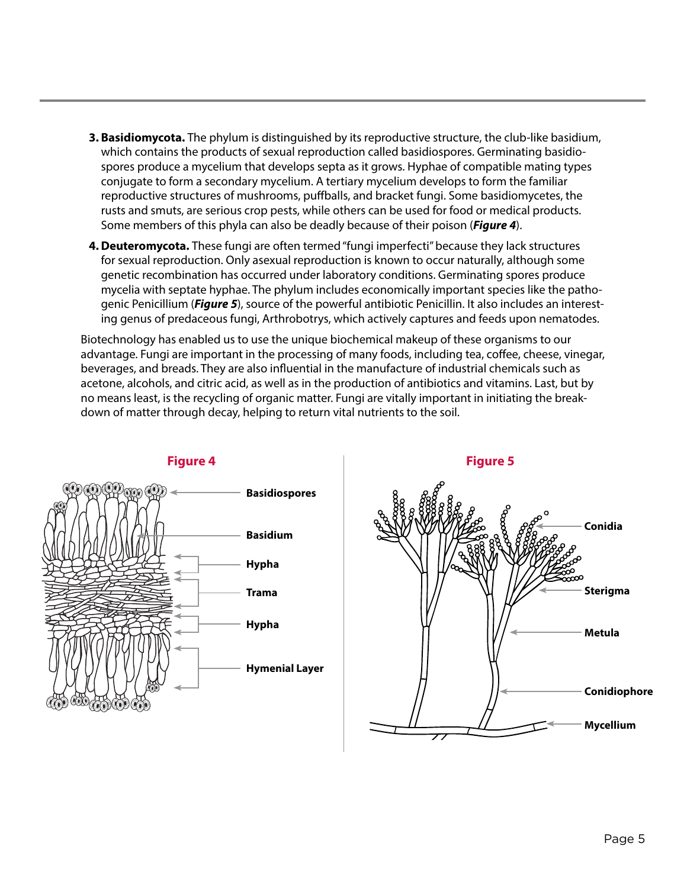3. **Basidiomycota.** The phylum is distinguished by its reproductive structure, the club-like basidium, which contains the products of sexual reproduction called basidiospores. Germinating basidiospores produce a mycelium that develops septa as it grows. Hyphae of compatible mating types conjugate to form a secondary mycelium. A tertiary mycelium develops to form the familiar reproductive structures of mushrooms, puffballs, and bracket fungi. Some basidiomycetes, the rusts and smuts, are serious crop pests, while others can be used for food or medical products. Some members of this phyla can also be deadly because of their poison (***Figure 4***).

4. **Deuteromycota.** These fungi are often termed "fungi imperfecti" because they lack structures for sexual reproduction. Only asexual reproduction is known to occur naturally, although some genetic recombination has occurred under laboratory conditions. Germinating spores produce mycelia with septate hyphae. The phylum includes economically important species like the pathogenic Penicillium (***Figure 5***), source of the powerful antibiotic Penicillin. It also includes an interesting genus of predaceous fungi, Arthrobotrys, which actively captures and feeds upon nematodes.

Biotechnology has enabled us to use the unique biochemical makeup of these organisms to our advantage. Fungi are important in the processing of many foods, including tea, coffee, cheese, vinegar, beverages, and breads. They are also influential in the manufacture of industrial chemicals such as acetone, alcohols, and citric acid, as well as in the production of antibiotics and vitamins. Last, but by no means least, is the recycling of organic matter. Fungi are vitally important in initiating the breakdown of matter through decay, helping to return vital nutrients to the soil.

**Figure 4**

Basidiospores, Basidium, Hypha, Trama, Hypha, Hymenial Layer

**Figure 5**

Conidia, Sterigma, Metula, Conidiophore, Mycellium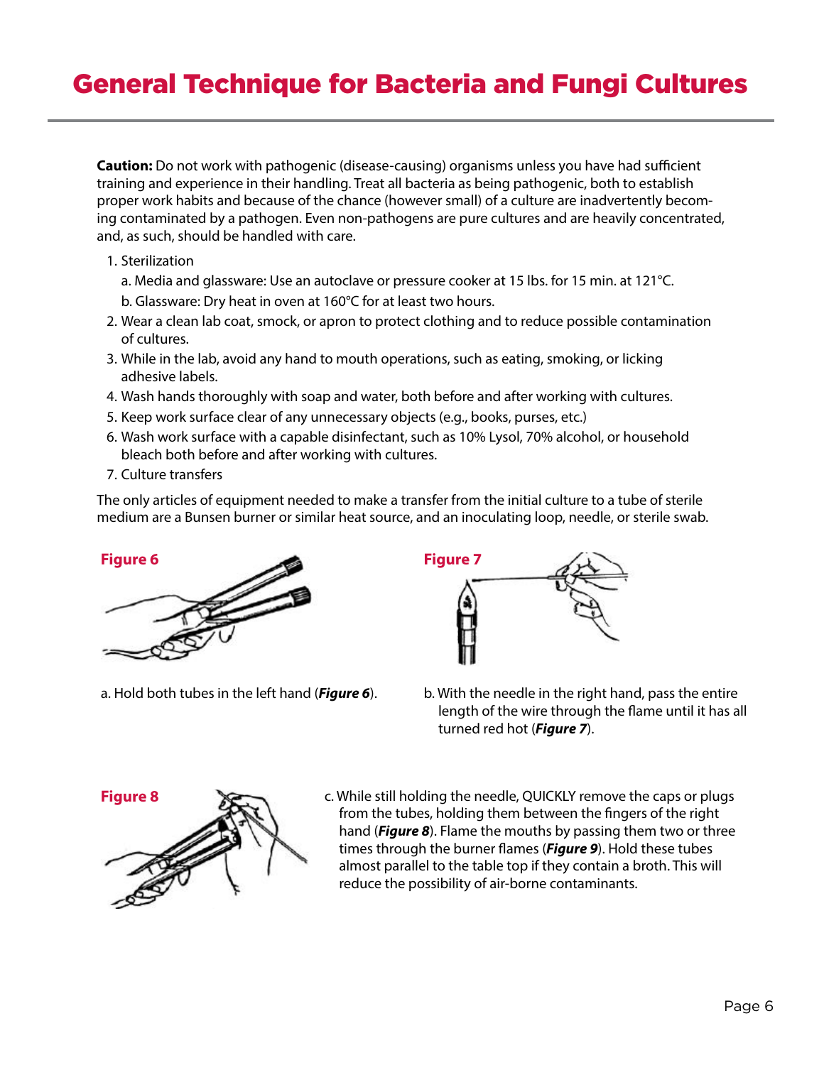# General Technique for Bacteria and Fungi Cultures

**Caution:** Do not work with pathogenic (disease-causing) organisms unless you have had sufficient training and experience in their handling. Treat all bacteria as being pathogenic, both to establish proper work habits and because of the chance (however small) of a culture are inadvertently becoming contaminated by a pathogen. Even non-pathogens are pure cultures and are heavily concentrated, and, as such, should be handled with care.

1. Sterilization
   a. Media and glassware: Use an autoclave or pressure cooker at 15 lbs. for 15 min. at 121°C.
   b. Glassware: Dry heat in oven at 160°C for at least two hours.
2. Wear a clean lab coat, smock, or apron to protect clothing and to reduce possible contamination of cultures.
3. While in the lab, avoid any hand to mouth operations, such as eating, smoking, or licking adhesive labels.
4. Wash hands thoroughly with soap and water, both before and after working with cultures.
5. Keep work surface clear of any unnecessary objects (e.g., books, purses, etc.)
6. Wash work surface with a capable disinfectant, such as 10% Lysol, 70% alcohol, or household bleach both before and after working with cultures.
7. Culture transfers

The only articles of equipment needed to make a transfer from the initial culture to a tube of sterile medium are a Bunsen burner or similar heat source, and an inoculating loop, needle, or sterile swab.

**Figure 6**

a. Hold both tubes in the left hand (***Figure 6***).

**Figure 7**

b. With the needle in the right hand, pass the entire length of the wire through the flame until it has all turned red hot (***Figure 7***).

**Figure 8**

c. While still holding the needle, QUICKLY remove the caps or plugs from the tubes, holding them between the fingers of the right hand (***Figure 8***). Flame the mouths by passing them two or three times through the burner flames (***Figure 9***). Hold these tubes almost parallel to the table top if they contain a broth. This will reduce the possibility of air-borne contaminants.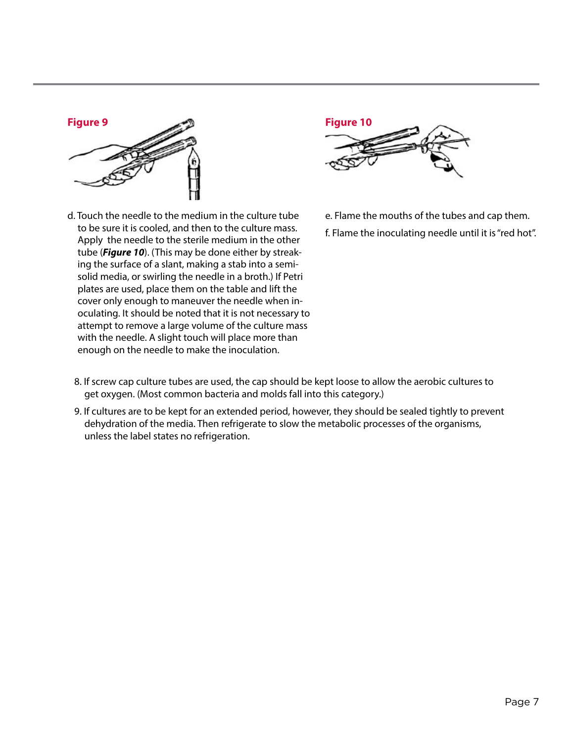**Figure 9**

d. Touch the needle to the medium in the culture tube to be sure it is cooled, and then to the culture mass. Apply the needle to the sterile medium in the other tube (***Figure 10***). (This may be done either by streaking the surface of a slant, making a stab into a semi-solid media, or swirling the needle in a broth.) If Petri plates are used, place them on the table and lift the cover only enough to maneuver the needle when inoculating. It should be noted that it is not necessary to attempt to remove a large volume of the culture mass with the needle. A slight touch will place more than enough on the needle to make the inoculation.

**Figure 10**

e. Flame the mouths of the tubes and cap them.

f. Flame the inoculating needle until it is "red hot".

8. If screw cap culture tubes are used, the cap should be kept loose to allow the aerobic cultures to get oxygen. (Most common bacteria and molds fall into this category.)
9. If cultures are to be kept for an extended period, however, they should be sealed tightly to prevent dehydration of the media. Then refrigerate to slow the metabolic processes of the organisms, unless the label states no refrigeration.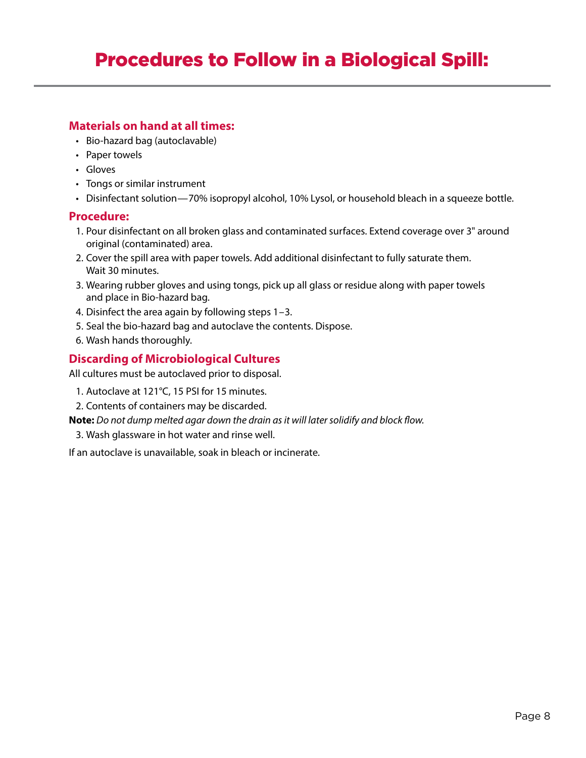# Procedures to Follow in a Biological Spill:

### Materials on hand at all times:

- Bio-hazard bag (autoclavable)
- Paper towels
- Gloves
- Tongs or similar instrument
- Disinfectant solution—70% isopropyl alcohol, 10% Lysol, or household bleach in a squeeze bottle.

### Procedure:

1. Pour disinfectant on all broken glass and contaminated surfaces. Extend coverage over 3" around original (contaminated) area.
2. Cover the spill area with paper towels. Add additional disinfectant to fully saturate them. Wait 30 minutes.
3. Wearing rubber gloves and using tongs, pick up all glass or residue along with paper towels and place in Bio-hazard bag.
4. Disinfect the area again by following steps 1–3.
5. Seal the bio-hazard bag and autoclave the contents. Dispose.
6. Wash hands thoroughly.

### Discarding of Microbiological Cultures

All cultures must be autoclaved prior to disposal.

1. Autoclave at 121°C, 15 PSI for 15 minutes.
2. Contents of containers may be discarded.

**Note:** *Do not dump melted agar down the drain as it will later solidify and block flow.*

3. Wash glassware in hot water and rinse well.

If an autoclave is unavailable, soak in bleach or incinerate.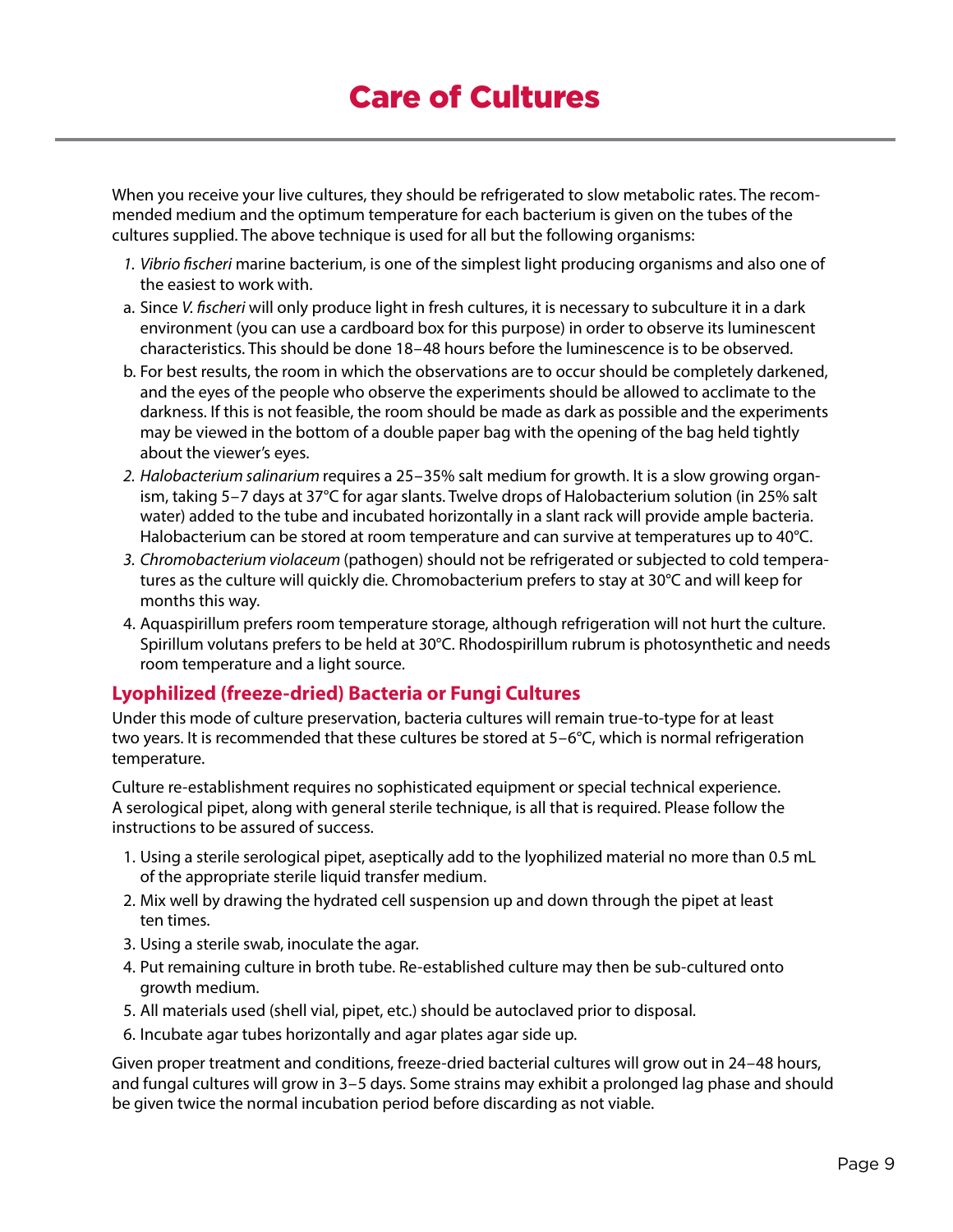# Care of Cultures

When you receive your live cultures, they should be refrigerated to slow metabolic rates. The recommended medium and the optimum temperature for each bacterium is given on the tubes of the cultures supplied. The above technique is used for all but the following organisms:

1. *Vibrio fischeri* marine bacterium, is one of the simplest light producing organisms and also one of the easiest to work with.
   a. Since *V. fischeri* will only produce light in fresh cultures, it is necessary to subculture it in a dark environment (you can use a cardboard box for this purpose) in order to observe its luminescent characteristics. This should be done 18–48 hours before the luminescence is to be observed.
   b. For best results, the room in which the observations are to occur should be completely darkened, and the eyes of the people who observe the experiments should be allowed to acclimate to the darkness. If this is not feasible, the room should be made as dark as possible and the experiments may be viewed in the bottom of a double paper bag with the opening of the bag held tightly about the viewer's eyes.
2. *Halobacterium salinarium* requires a 25–35% salt medium for growth. It is a slow growing organism, taking 5–7 days at 37°C for agar slants. Twelve drops of Halobacterium solution (in 25% salt water) added to the tube and incubated horizontally in a slant rack will provide ample bacteria. Halobacterium can be stored at room temperature and can survive at temperatures up to 40°C.
3. *Chromobacterium violaceum* (pathogen) should not be refrigerated or subjected to cold temperatures as the culture will quickly die. Chromobacterium prefers to stay at 30°C and will keep for months this way.
4. Aquaspirillum prefers room temperature storage, although refrigeration will not hurt the culture. Spirillum volutans prefers to be held at 30°C. Rhodospirillum rubrum is photosynthetic and needs room temperature and a light source.

## Lyophilized (freeze-dried) Bacteria or Fungi Cultures

Under this mode of culture preservation, bacteria cultures will remain true-to-type for at least two years. It is recommended that these cultures be stored at 5–6°C, which is normal refrigeration temperature.

Culture re-establishment requires no sophisticated equipment or special technical experience. A serological pipet, along with general sterile technique, is all that is required. Please follow the instructions to be assured of success.

1. Using a sterile serological pipet, aseptically add to the lyophilized material no more than 0.5 mL of the appropriate sterile liquid transfer medium.
2. Mix well by drawing the hydrated cell suspension up and down through the pipet at least ten times.
3. Using a sterile swab, inoculate the agar.
4. Put remaining culture in broth tube. Re-established culture may then be sub-cultured onto growth medium.
5. All materials used (shell vial, pipet, etc.) should be autoclaved prior to disposal.
6. Incubate agar tubes horizontally and agar plates agar side up.

Given proper treatment and conditions, freeze-dried bacterial cultures will grow out in 24–48 hours, and fungal cultures will grow in 3–5 days. Some strains may exhibit a prolonged lag phase and should be given twice the normal incubation period before discarding as not viable.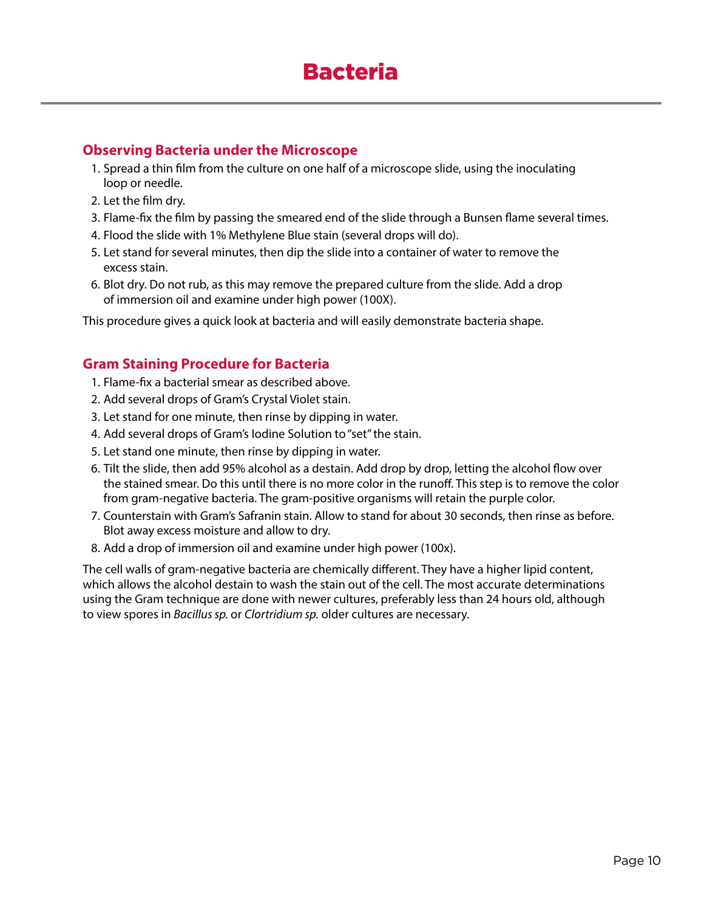# Bacteria

## Observing Bacteria under the Microscope

1. Spread a thin film from the culture on one half of a microscope slide, using the inoculating loop or needle.
2. Let the film dry.
3. Flame-fix the film by passing the smeared end of the slide through a Bunsen flame several times.
4. Flood the slide with 1% Methylene Blue stain (several drops will do).
5. Let stand for several minutes, then dip the slide into a container of water to remove the excess stain.
6. Blot dry. Do not rub, as this may remove the prepared culture from the slide. Add a drop of immersion oil and examine under high power (100X).

This procedure gives a quick look at bacteria and will easily demonstrate bacteria shape.

## Gram Staining Procedure for Bacteria

1. Flame-fix a bacterial smear as described above.
2. Add several drops of Gram's Crystal Violet stain.
3. Let stand for one minute, then rinse by dipping in water.
4. Add several drops of Gram's Iodine Solution to "set" the stain.
5. Let stand one minute, then rinse by dipping in water.
6. Tilt the slide, then add 95% alcohol as a destain. Add drop by drop, letting the alcohol flow over the stained smear. Do this until there is no more color in the runoff. This step is to remove the color from gram-negative bacteria. The gram-positive organisms will retain the purple color.
7. Counterstain with Gram's Safranin stain. Allow to stand for about 30 seconds, then rinse as before. Blot away excess moisture and allow to dry.
8. Add a drop of immersion oil and examine under high power (100x).

The cell walls of gram-negative bacteria are chemically different. They have a higher lipid content, which allows the alcohol destain to wash the stain out of the cell. The most accurate determinations using the Gram technique are done with newer cultures, preferably less than 24 hours old, although to view spores in *Bacillus sp.* or *Clortridium sp.* older cultures are necessary.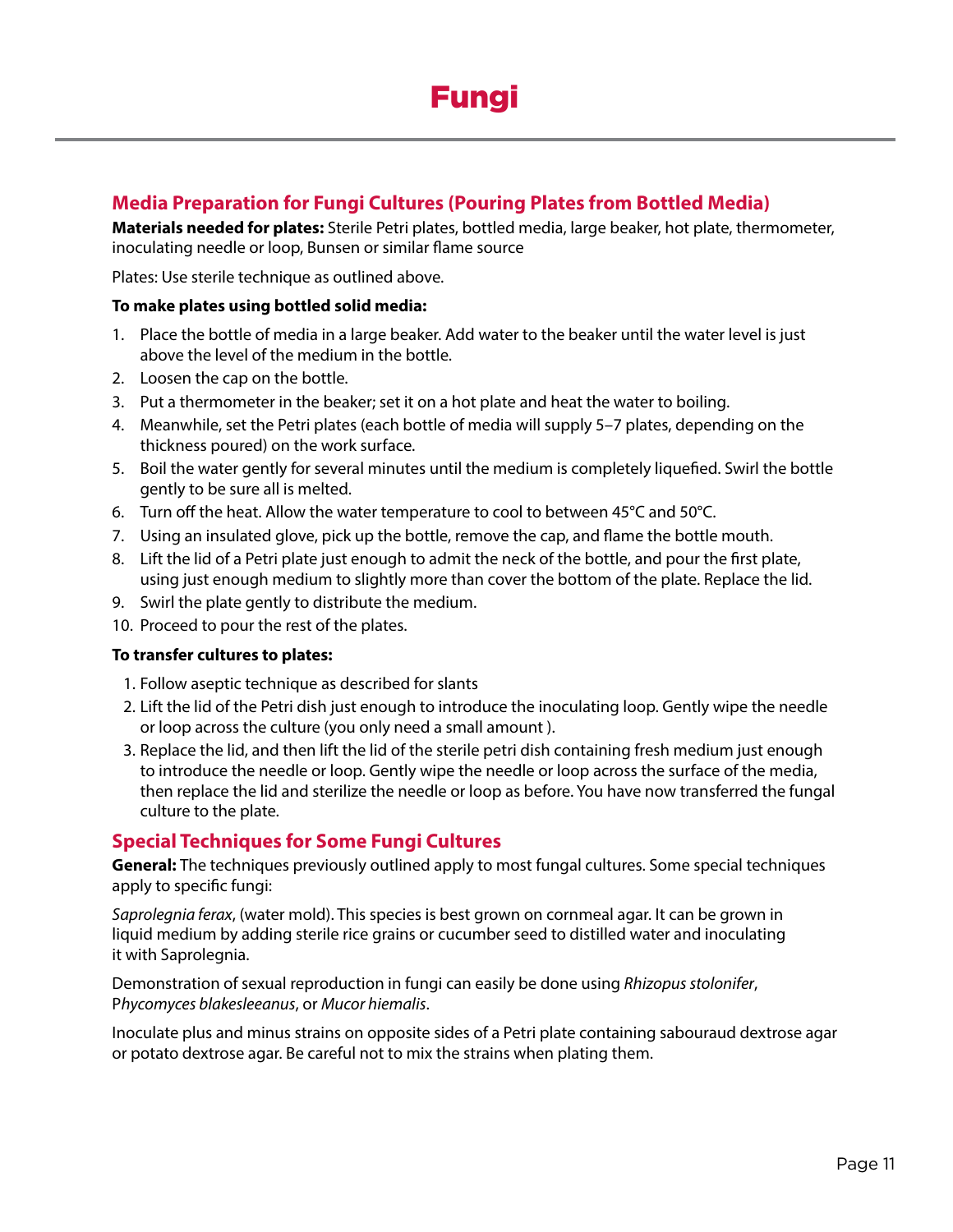# Fungi

## Media Preparation for Fungi Cultures (Pouring Plates from Bottled Media)

**Materials needed for plates:** Sterile Petri plates, bottled media, large beaker, hot plate, thermometer, inoculating needle or loop, Bunsen or similar flame source

Plates: Use sterile technique as outlined above.

**To make plates using bottled solid media:**

1. Place the bottle of media in a large beaker. Add water to the beaker until the water level is just above the level of the medium in the bottle.
2. Loosen the cap on the bottle.
3. Put a thermometer in the beaker; set it on a hot plate and heat the water to boiling.
4. Meanwhile, set the Petri plates (each bottle of media will supply 5–7 plates, depending on the thickness poured) on the work surface.
5. Boil the water gently for several minutes until the medium is completely liquefied. Swirl the bottle gently to be sure all is melted.
6. Turn off the heat. Allow the water temperature to cool to between 45°C and 50°C.
7. Using an insulated glove, pick up the bottle, remove the cap, and flame the bottle mouth.
8. Lift the lid of a Petri plate just enough to admit the neck of the bottle, and pour the first plate, using just enough medium to slightly more than cover the bottom of the plate. Replace the lid.
9. Swirl the plate gently to distribute the medium.
10. Proceed to pour the rest of the plates.

**To transfer cultures to plates:**

1. Follow aseptic technique as described for slants
2. Lift the lid of the Petri dish just enough to introduce the inoculating loop. Gently wipe the needle or loop across the culture (you only need a small amount ).
3. Replace the lid, and then lift the lid of the sterile petri dish containing fresh medium just enough to introduce the needle or loop. Gently wipe the needle or loop across the surface of the media, then replace the lid and sterilize the needle or loop as before. You have now transferred the fungal culture to the plate.

## Special Techniques for Some Fungi Cultures

**General:** The techniques previously outlined apply to most fungal cultures. Some special techniques apply to specific fungi:

*Saprolegnia ferax*, (water mold). This species is best grown on cornmeal agar. It can be grown in liquid medium by adding sterile rice grains or cucumber seed to distilled water and inoculating it with Saprolegnia.

Demonstration of sexual reproduction in fungi can easily be done using *Rhizopus stolonifer*, P*hycomyces blakesleeanus*, or *Mucor hiemalis*.

Inoculate plus and minus strains on opposite sides of a Petri plate containing sabouraud dextrose agar or potato dextrose agar. Be careful not to mix the strains when plating them.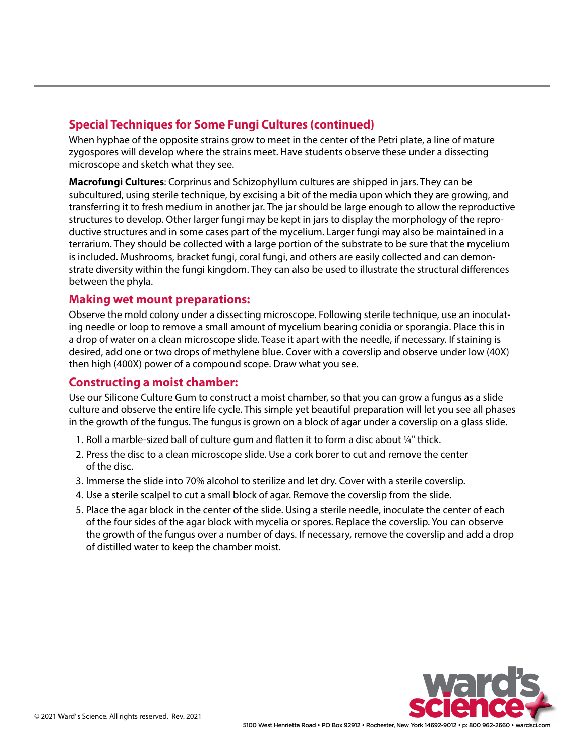## Special Techniques for Some Fungi Cultures (continued)

When hyphae of the opposite strains grow to meet in the center of the Petri plate, a line of mature zygospores will develop where the strains meet. Have students observe these under a dissecting microscope and sketch what they see.

**Macrofungi Cultures**: Corprinus and Schizophyllum cultures are shipped in jars. They can be subcultured, using sterile technique, by excising a bit of the media upon which they are growing, and transferring it to fresh medium in another jar. The jar should be large enough to allow the reproductive structures to develop. Other larger fungi may be kept in jars to display the morphology of the reproductive structures and in some cases part of the mycelium. Larger fungi may also be maintained in a terrarium. They should be collected with a large portion of the substrate to be sure that the mycelium is included. Mushrooms, bracket fungi, coral fungi, and others are easily collected and can demonstrate diversity within the fungi kingdom. They can also be used to illustrate the structural differences between the phyla.

## Making wet mount preparations:

Observe the mold colony under a dissecting microscope. Following sterile technique, use an inoculating needle or loop to remove a small amount of mycelium bearing conidia or sporangia. Place this in a drop of water on a clean microscope slide. Tease it apart with the needle, if necessary. If staining is desired, add one or two drops of methylene blue. Cover with a coverslip and observe under low (40X) then high (400X) power of a compound scope. Draw what you see.

## Constructing a moist chamber:

Use our Silicone Culture Gum to construct a moist chamber, so that you can grow a fungus as a slide culture and observe the entire life cycle. This simple yet beautiful preparation will let you see all phases in the growth of the fungus. The fungus is grown on a block of agar under a coverslip on a glass slide.

1. Roll a marble-sized ball of culture gum and flatten it to form a disc about ¼" thick.
2. Press the disc to a clean microscope slide. Use a cork borer to cut and remove the center of the disc.
3. Immerse the slide into 70% alcohol to sterilize and let dry. Cover with a sterile coverslip.
4. Use a sterile scalpel to cut a small block of agar. Remove the coverslip from the slide.
5. Place the agar block in the center of the slide. Using a sterile needle, inoculate the center of each of the four sides of the agar block with mycelia or spores. Replace the coverslip. You can observe the growth of the fungus over a number of days. If necessary, remove the coverslip and add a drop of distilled water to keep the chamber moist.

© 2021 Ward's Science. All rights reserved. Rev. 2021

5100 West Henrietta Road • PO Box 92912 • Rochester, New York 14692-9012 • p: 800 962-2660 • wardsci.com